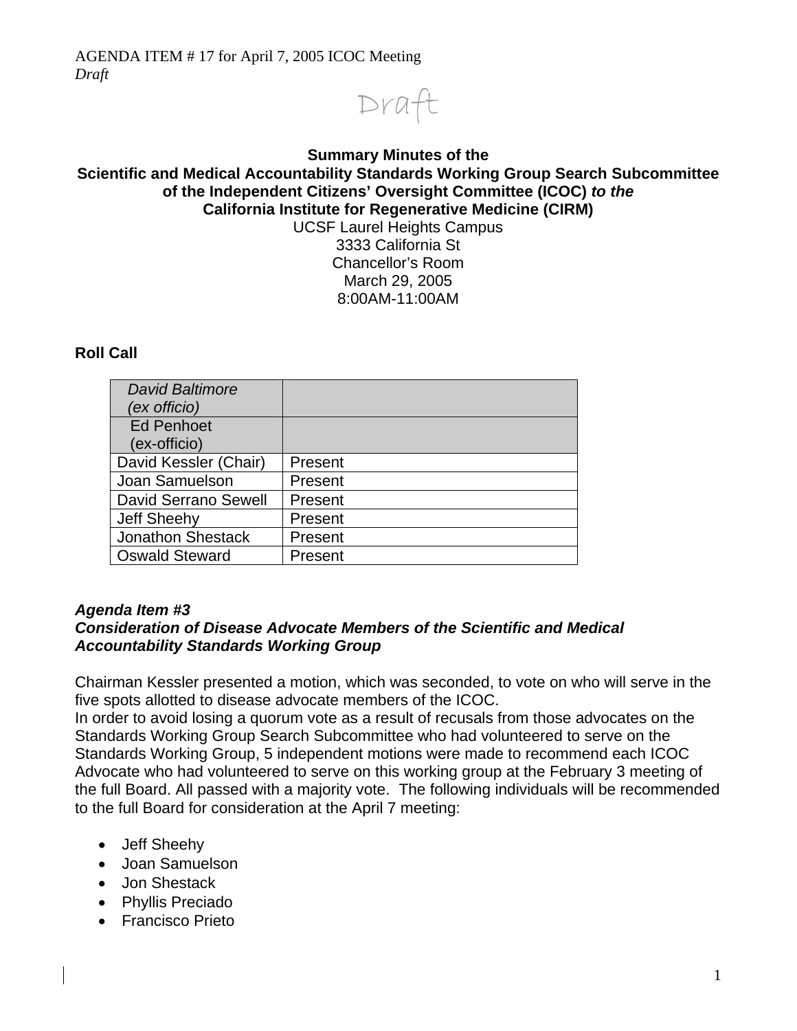AGENDA ITEM # 17 for April 7, 2005 ICOC Meeting
*Draft*

Draft

**Summary Minutes of the**
**Scientific and Medical Accountability Standards Working Group Search Subcommittee of the Independent Citizens' Oversight Committee (ICOC)** ***to the***
**California Institute for Regenerative Medicine (CIRM)**
UCSF Laurel Heights Campus
3333 California St
Chancellor's Room
March 29, 2005
8:00AM-11:00AM

## Roll Call

| | |
|---|---|
| *David Baltimore (ex officio)* | |
| Ed Penhoet (ex-officio) | |
| David Kessler (Chair) | Present |
| Joan Samuelson | Present |
| David Serrano Sewell | Present |
| Jeff Sheehy | Present |
| Jonathon Shestack | Present |
| Oswald Steward | Present |

***Agenda Item #3***
***Consideration of Disease Advocate Members of the Scientific and Medical Accountability Standards Working Group***

Chairman Kessler presented a motion, which was seconded, to vote on who will serve in the five spots allotted to disease advocate members of the ICOC.
In order to avoid losing a quorum vote as a result of recusals from those advocates on the Standards Working Group Search Subcommittee who had volunteered to serve on the Standards Working Group, 5 independent motions were made to recommend each ICOC Advocate who had volunteered to serve on this working group at the February 3 meeting of the full Board. All passed with a majority vote. The following individuals will be recommended to the full Board for consideration at the April 7 meeting:

- Jeff Sheehy
- Joan Samuelson
- Jon Shestack
- Phyllis Preciado
- Francisco Prieto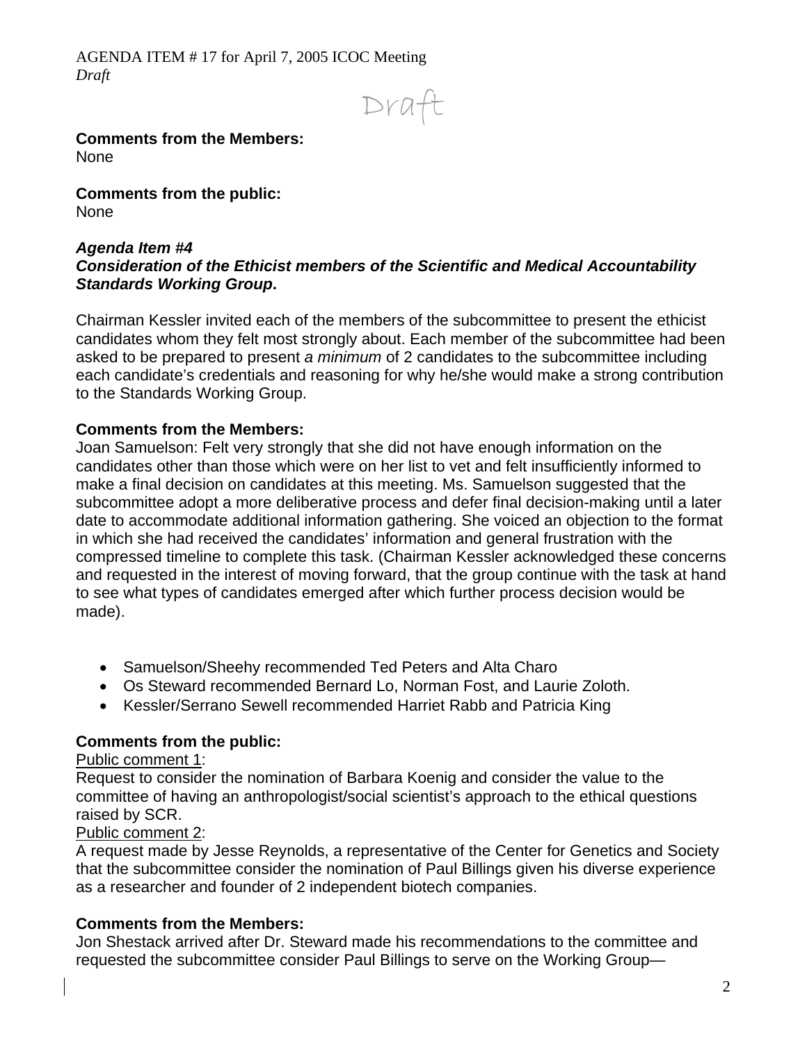Draft

**Comments from the Members:**
None

**Comments from the public:**
None

***Agenda Item #4***
***Consideration of the Ethicist members of the Scientific and Medical Accountability Standards Working Group*.**

Chairman Kessler invited each of the members of the subcommittee to present the ethicist candidates whom they felt most strongly about. Each member of the subcommittee had been asked to be prepared to present *a minimum* of 2 candidates to the subcommittee including each candidate's credentials and reasoning for why he/she would make a strong contribution to the Standards Working Group.

**Comments from the Members:**
Joan Samuelson: Felt very strongly that she did not have enough information on the candidates other than those which were on her list to vet and felt insufficiently informed to make a final decision on candidates at this meeting. Ms. Samuelson suggested that the subcommittee adopt a more deliberative process and defer final decision-making until a later date to accommodate additional information gathering. She voiced an objection to the format in which she had received the candidates' information and general frustration with the compressed timeline to complete this task. (Chairman Kessler acknowledged these concerns and requested in the interest of moving forward, that the group continue with the task at hand to see what types of candidates emerged after which further process decision would be made).

- Samuelson/Sheehy recommended Ted Peters and Alta Charo
- Os Steward recommended Bernard Lo, Norman Fost, and Laurie Zoloth.
- Kessler/Serrano Sewell recommended Harriet Rabb and Patricia King

**Comments from the public:**
Public comment 1:
Request to consider the nomination of Barbara Koenig and consider the value to the committee of having an anthropologist/social scientist's approach to the ethical questions raised by SCR.
Public comment 2:
A request made by Jesse Reynolds, a representative of the Center for Genetics and Society that the subcommittee consider the nomination of Paul Billings given his diverse experience as a researcher and founder of 2 independent biotech companies.

**Comments from the Members:**
Jon Shestack arrived after Dr. Steward made his recommendations to the committee and requested the subcommittee consider Paul Billings to serve on the Working Group—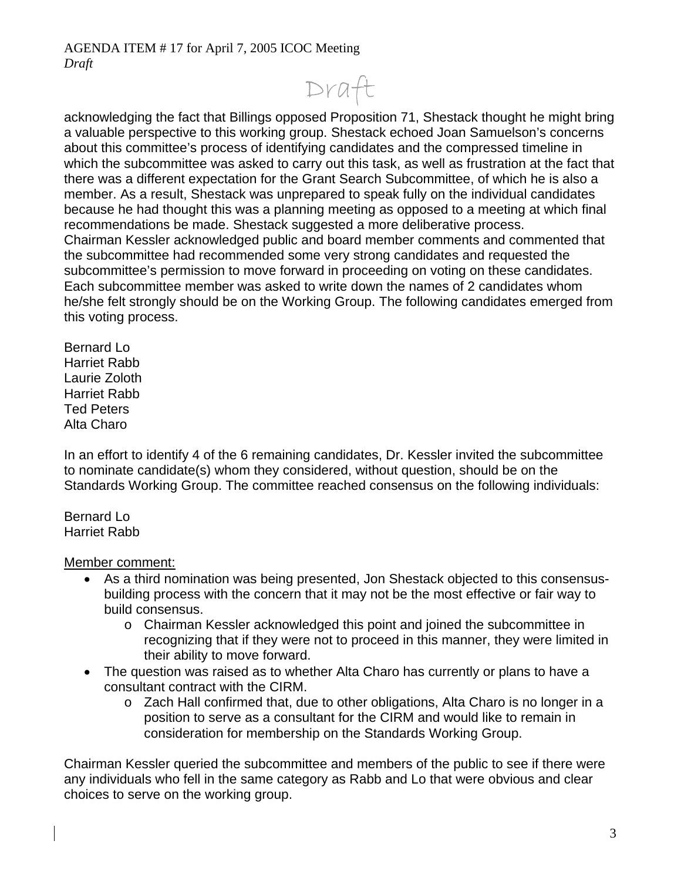acknowledging the fact that Billings opposed Proposition 71, Shestack thought he might bring a valuable perspective to this working group. Shestack echoed Joan Samuelson's concerns about this committee's process of identifying candidates and the compressed timeline in which the subcommittee was asked to carry out this task, as well as frustration at the fact that there was a different expectation for the Grant Search Subcommittee, of which he is also a member. As a result, Shestack was unprepared to speak fully on the individual candidates because he had thought this was a planning meeting as opposed to a meeting at which final recommendations be made. Shestack suggested a more deliberative process.
Chairman Kessler acknowledged public and board member comments and commented that the subcommittee had recommended some very strong candidates and requested the subcommittee's permission to move forward in proceeding on voting on these candidates. Each subcommittee member was asked to write down the names of 2 candidates whom he/she felt strongly should be on the Working Group. The following candidates emerged from this voting process.

Bernard Lo
Harriet Rabb
Laurie Zoloth
Harriet Rabb
Ted Peters
Alta Charo

In an effort to identify 4 of the 6 remaining candidates, Dr. Kessler invited the subcommittee to nominate candidate(s) whom they considered, without question, should be on the Standards Working Group. The committee reached consensus on the following individuals:

Bernard Lo
Harriet Rabb

Member comment:

- As a third nomination was being presented, Jon Shestack objected to this consensus-building process with the concern that it may not be the most effective or fair way to build consensus.
  - Chairman Kessler acknowledged this point and joined the subcommittee in recognizing that if they were not to proceed in this manner, they were limited in their ability to move forward.
- The question was raised as to whether Alta Charo has currently or plans to have a consultant contract with the CIRM.
  - Zach Hall confirmed that, due to other obligations, Alta Charo is no longer in a position to serve as a consultant for the CIRM and would like to remain in consideration for membership on the Standards Working Group.

Chairman Kessler queried the subcommittee and members of the public to see if there were any individuals who fell in the same category as Rabb and Lo that were obvious and clear choices to serve on the working group.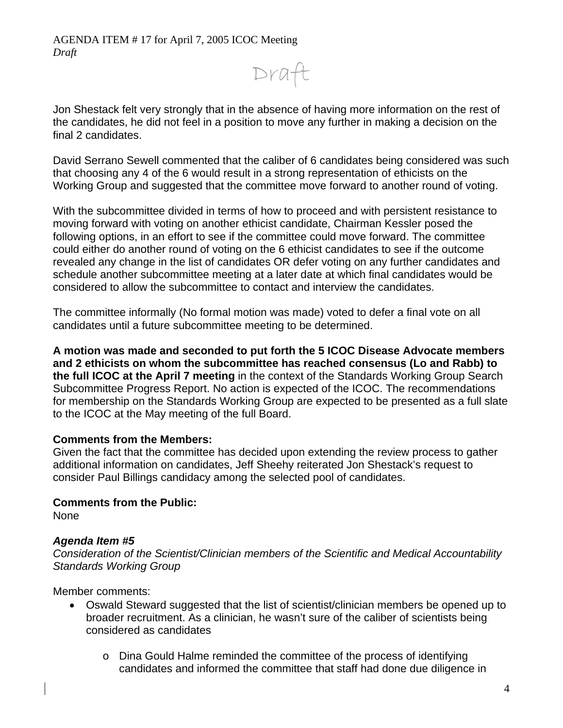Jon Shestack felt very strongly that in the absence of having more information on the rest of the candidates, he did not feel in a position to move any further in making a decision on the final 2 candidates.

David Serrano Sewell commented that the caliber of 6 candidates being considered was such that choosing any 4 of the 6 would result in a strong representation of ethicists on the Working Group and suggested that the committee move forward to another round of voting.

With the subcommittee divided in terms of how to proceed and with persistent resistance to moving forward with voting on another ethicist candidate, Chairman Kessler posed the following options, in an effort to see if the committee could move forward. The committee could either do another round of voting on the 6 ethicist candidates to see if the outcome revealed any change in the list of candidates OR defer voting on any further candidates and schedule another subcommittee meeting at a later date at which final candidates would be considered to allow the subcommittee to contact and interview the candidates.

The committee informally (No formal motion was made) voted to defer a final vote on all candidates until a future subcommittee meeting to be determined.

**A motion was made and seconded to put forth the 5 ICOC Disease Advocate members and 2 ethicists on whom the subcommittee has reached consensus (Lo and Rabb) to the full ICOC at the April 7 meeting** in the context of the Standards Working Group Search Subcommittee Progress Report. No action is expected of the ICOC. The recommendations for membership on the Standards Working Group are expected to be presented as a full slate to the ICOC at the May meeting of the full Board.

**Comments from the Members:**
Given the fact that the committee has decided upon extending the review process to gather additional information on candidates, Jeff Sheehy reiterated Jon Shestack's request to consider Paul Billings candidacy among the selected pool of candidates.

**Comments from the Public:**
None

***Agenda Item #5***
*Consideration of the Scientist/Clinician members of the Scientific and Medical Accountability Standards Working Group*

Member comments:

- Oswald Steward suggested that the list of scientist/clinician members be opened up to broader recruitment. As a clinician, he wasn't sure of the caliber of scientists being considered as candidates
    - Dina Gould Halme reminded the committee of the process of identifying candidates and informed the committee that staff had done due diligence in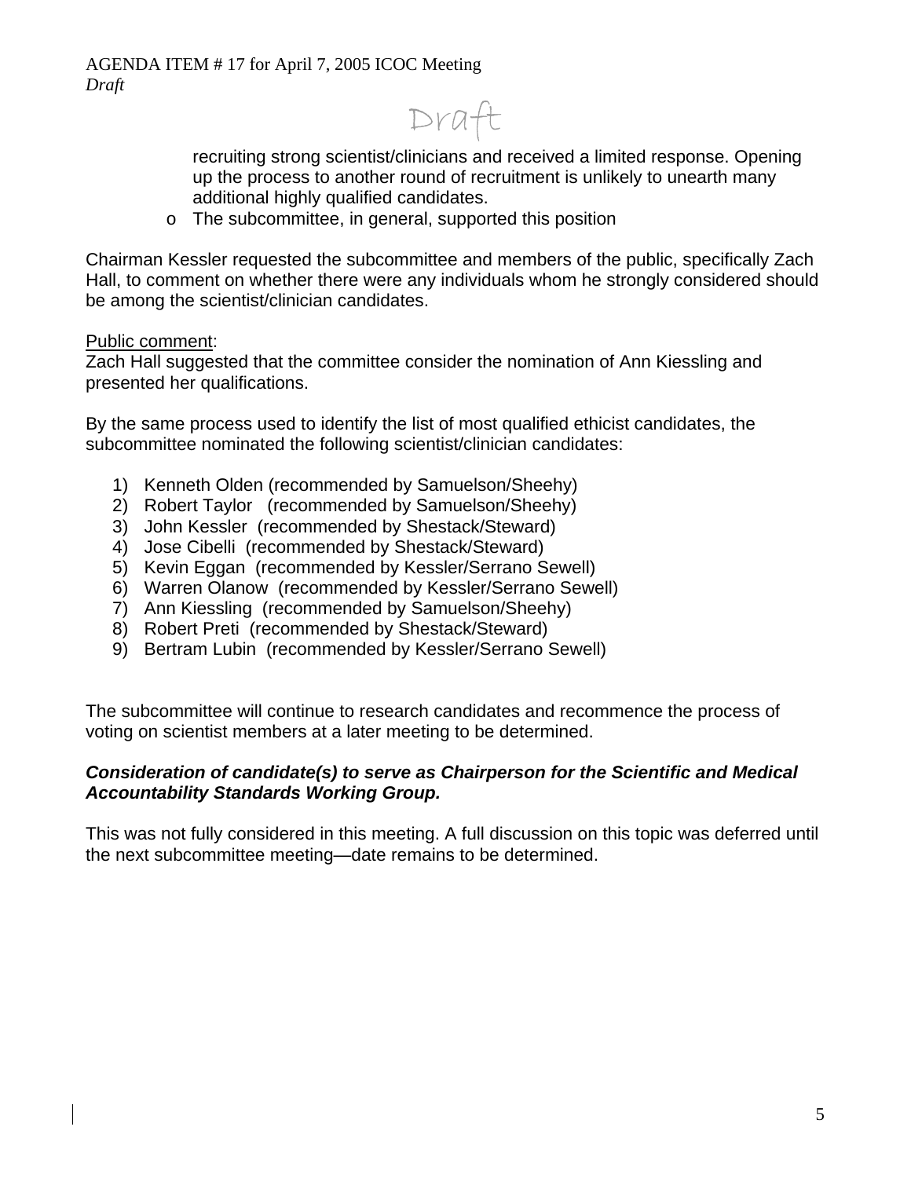recruiting strong scientist/clinicians and received a limited response. Opening up the process to another round of recruitment is unlikely to unearth many additional highly qualified candidates.

- The subcommittee, in general, supported this position

Chairman Kessler requested the subcommittee and members of the public, specifically Zach Hall, to comment on whether there were any individuals whom he strongly considered should be among the scientist/clinician candidates.

<u>Public comment</u>:
Zach Hall suggested that the committee consider the nomination of Ann Kiessling and presented her qualifications.

By the same process used to identify the list of most qualified ethicist candidates, the subcommittee nominated the following scientist/clinician candidates:

1) Kenneth Olden (recommended by Samuelson/Sheehy)
2) Robert Taylor (recommended by Samuelson/Sheehy)
3) John Kessler (recommended by Shestack/Steward)
4) Jose Cibelli (recommended by Shestack/Steward)
5) Kevin Eggan (recommended by Kessler/Serrano Sewell)
6) Warren Olanow (recommended by Kessler/Serrano Sewell)
7) Ann Kiessling (recommended by Samuelson/Sheehy)
8) Robert Preti (recommended by Shestack/Steward)
9) Bertram Lubin (recommended by Kessler/Serrano Sewell)

The subcommittee will continue to research candidates and recommence the process of voting on scientist members at a later meeting to be determined.

***Consideration of candidate(s) to serve as Chairperson for the Scientific and Medical Accountability Standards Working Group.***

This was not fully considered in this meeting. A full discussion on this topic was deferred until the next subcommittee meeting—date remains to be determined.